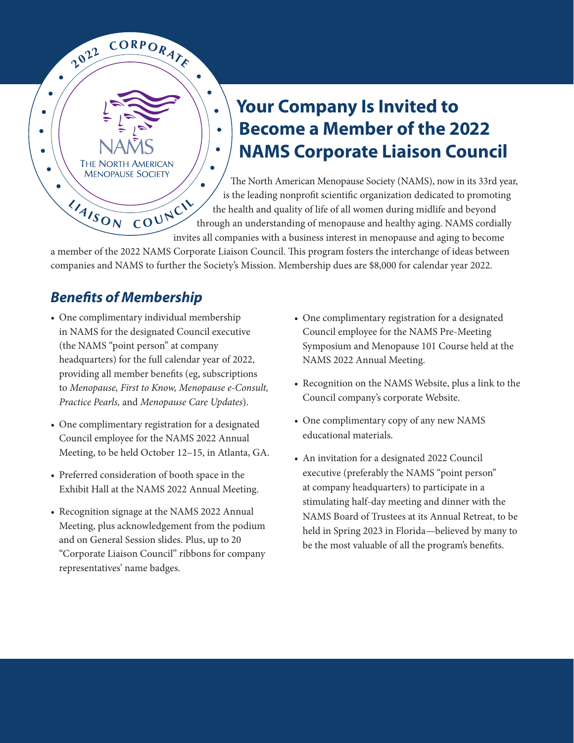2022 CORPORATE

NAMS
THE NORTH AMERICAN
MENOPAUSE SOCIETY

LIAISON COUNCIL

# Your Company Is Invited to Become a Member of the 2022 NAMS Corporate Liaison Council

The North American Menopause Society (NAMS), now in its 33rd year, is the leading nonprofit scientific organization dedicated to promoting the health and quality of life of all women during midlife and beyond through an understanding of menopause and healthy aging. NAMS cordially invites all companies with a business interest in menopause and aging to become a member of the 2022 NAMS Corporate Liaison Council. This program fosters the interchange of ideas between companies and NAMS to further the Society's Mission. Membership dues are $8,000 for calendar year 2022.

## *Benefits of Membership*

- One complimentary individual membership in NAMS for the designated Council executive (the NAMS "point person" at company headquarters) for the full calendar year of 2022, providing all member benefits (eg, subscriptions to *Menopause, First to Know, Menopause e-Consult, Practice Pearls,* and *Menopause Care Updates*).
- One complimentary registration for a designated Council employee for the NAMS 2022 Annual Meeting, to be held October 12–15, in Atlanta, GA.
- Preferred consideration of booth space in the Exhibit Hall at the NAMS 2022 Annual Meeting.
- Recognition signage at the NAMS 2022 Annual Meeting, plus acknowledgement from the podium and on General Session slides. Plus, up to 20 "Corporate Liaison Council" ribbons for company representatives' name badges.
- One complimentary registration for a designated Council employee for the NAMS Pre-Meeting Symposium and Menopause 101 Course held at the NAMS 2022 Annual Meeting.
- Recognition on the NAMS Website, plus a link to the Council company's corporate Website.
- One complimentary copy of any new NAMS educational materials.
- An invitation for a designated 2022 Council executive (preferably the NAMS "point person" at company headquarters) to participate in a stimulating half-day meeting and dinner with the NAMS Board of Trustees at its Annual Retreat, to be held in Spring 2023 in Florida—believed by many to be the most valuable of all the program's benefits.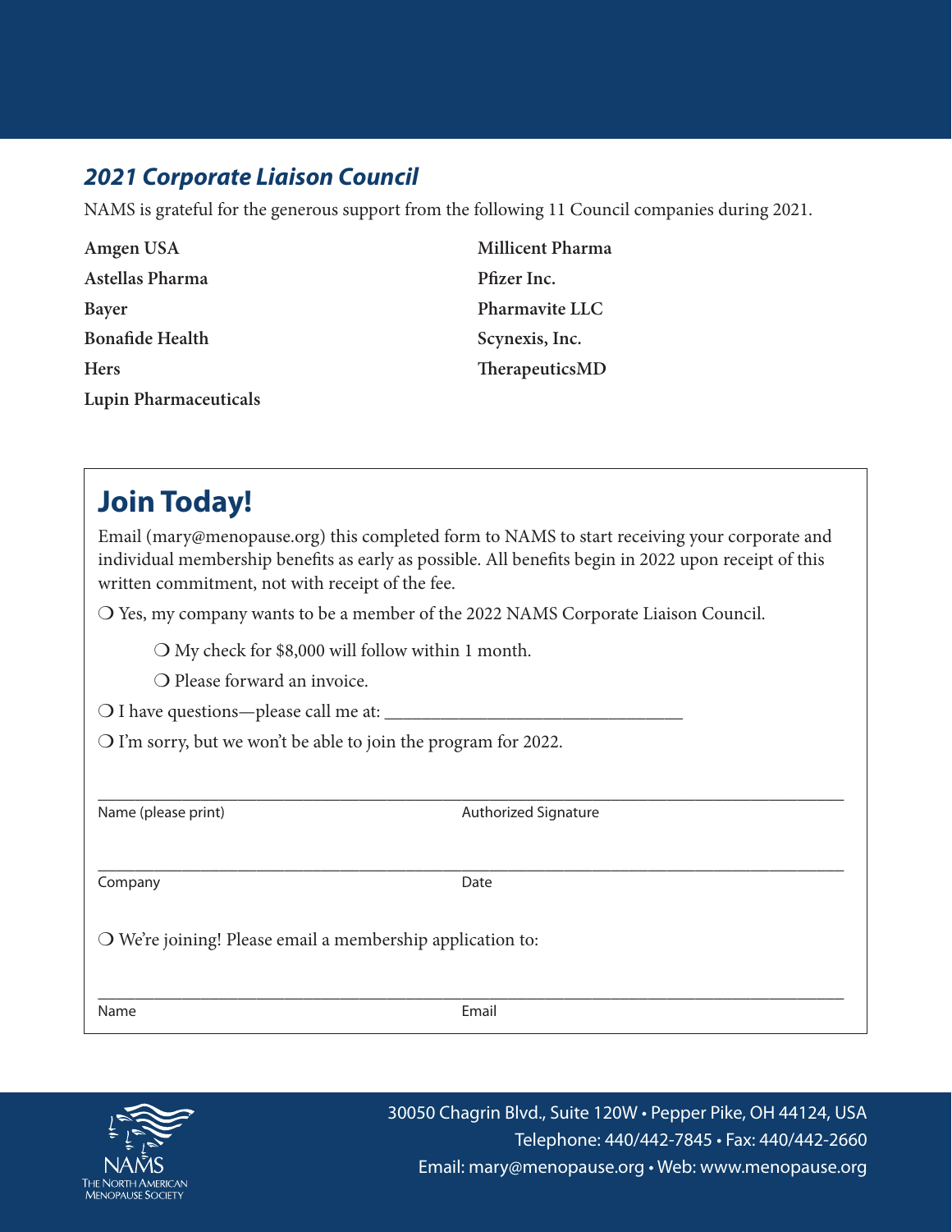## *2021 Corporate Liaison Council*

NAMS is grateful for the generous support from the following 11 Council companies during 2021.

**Amgen USA**
**Astellas Pharma**
**Bayer**
**Bonafide Health**
**Hers**
**Lupin Pharmaceuticals**
**Millicent Pharma**
**Pfizer Inc.**
**Pharmavite LLC**
**Scynexis, Inc.**
**TherapeuticsMD**

# Join Today!

Email (mary@menopause.org) this completed form to NAMS to start receiving your corporate and individual membership benefits as early as possible. All benefits begin in 2022 upon receipt of this written commitment, not with receipt of the fee.

❍ Yes, my company wants to be a member of the 2022 NAMS Corporate Liaison Council.

- ❍ My check for $8,000 will follow within 1 month.
- ❍ Please forward an invoice.

❍ I have questions—please call me at: ________________________________

❍ I'm sorry, but we won't be able to join the program for 2022.

________________________________________________________________________________

Name (please print) Authorized Signature

________________________________________________________________________________

Company Date

❍ We're joining! Please email a membership application to:

________________________________________________________________________________

Name Email

NAMS
The North American Menopause Society

30050 Chagrin Blvd., Suite 120W • Pepper Pike, OH 44124, USA
Telephone: 440/442-7845 • Fax: 440/442-2660
Email: mary@menopause.org • Web: www.menopause.org